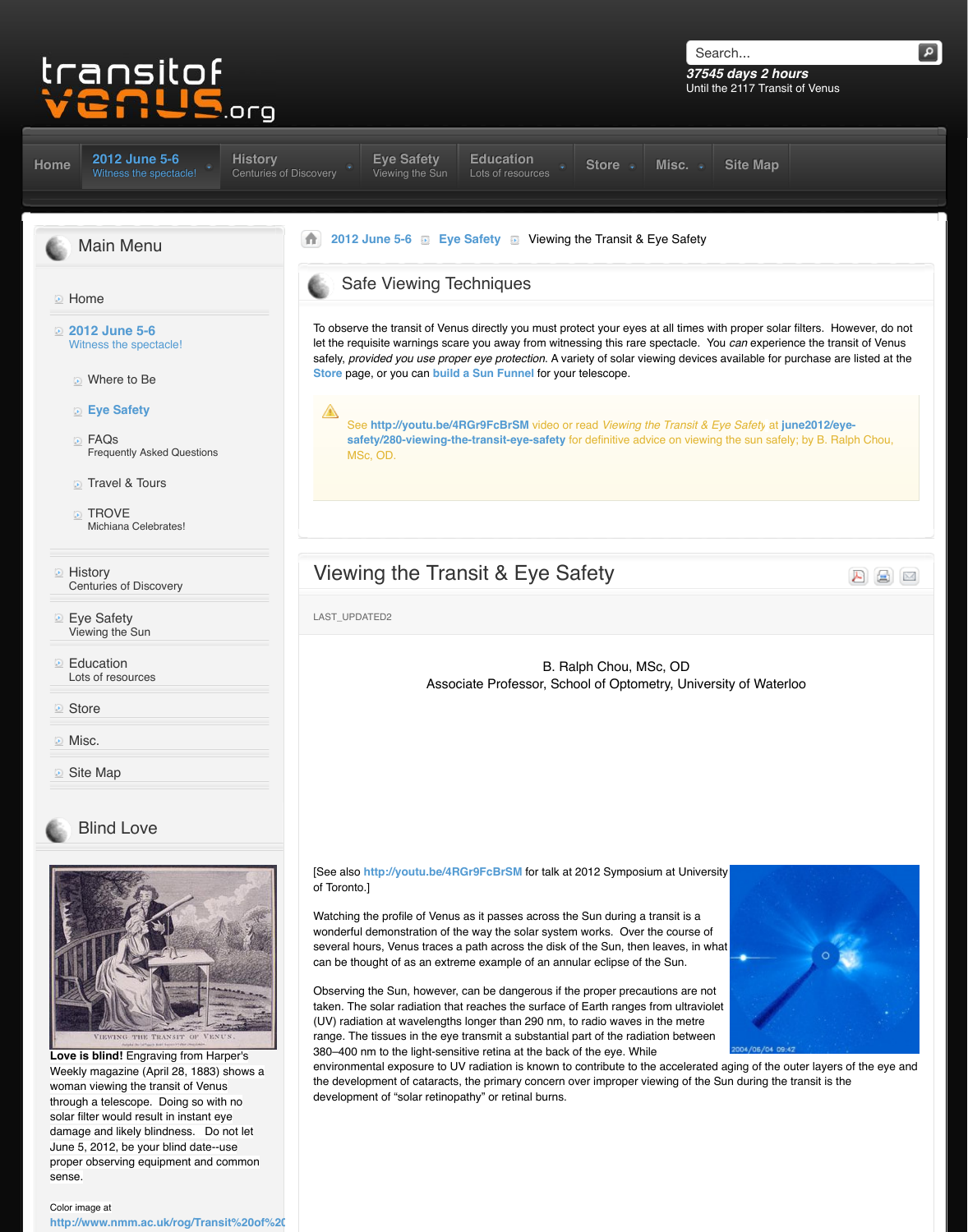transitof venus.org

37545 days 2 hours
Until the 2117 Transit of Venus

Home | 2012 June 5-6 Witness the spectacle! | History Centuries of Discovery | Eye Safety Viewing the Sun | Education Lots of resources | Store | Misc. | Site Map

## Main Menu

- Home
- 2012 June 5-6
  Witness the spectacle!
  - Where to Be
  - Eye Safety
  - FAQs
    Frequently Asked Questions
  - Travel & Tours
  - TROVE
    Michiana Celebrates!
- History
  Centuries of Discovery
- Eye Safety
  Viewing the Sun
- Education
  Lots of resources
- Store
- Misc.
- Site Map

## Blind Love

**Love is blind!** Engraving from Harper's Weekly magazine (April 28, 1883) shows a woman viewing the transit of Venus through a telescope. Doing so with no solar filter would result in instant eye damage and likely blindness. Do not let June 5, 2012, be your blind date--use proper observing equipment and common sense.

Color image at
http://www.nmm.ac.uk/rog/Transit%20of%20

2012 June 5-6 > Eye Safety > Viewing the Transit & Eye Safety

## Safe Viewing Techniques

To observe the transit of Venus directly you must protect your eyes at all times with proper solar filters. However, do not let the requisite warnings scare you away from witnessing this rare spectacle. You *can* experience the transit of Venus safely, *provided you use proper eye protection.* A variety of solar viewing devices available for purchase are listed at the **Store** page, or you can **build a Sun Funnel** for your telescope.

See **http://youtu.be/4RGr9FcBrSM** video or read *Viewing the Transit & Eye Safety* at **june2012/eye-safety/280-viewing-the-transit-eye-safety** for definitive advice on viewing the sun safely; by B. Ralph Chou, MSc, OD.

# Viewing the Transit & Eye Safety

LAST_UPDATED2

B. Ralph Chou, MSc, OD
Associate Professor, School of Optometry, University of Waterloo

[See also **http://youtu.be/4RGr9FcBrSM** for talk at 2012 Symposium at University of Toronto.]

Watching the profile of Venus as it passes across the Sun during a transit is a wonderful demonstration of the way the solar system works. Over the course of several hours, Venus traces a path across the disk of the Sun, then leaves, in what can be thought of as an extreme example of an annular eclipse of the Sun.

Observing the Sun, however, can be dangerous if the proper precautions are not taken. The solar radiation that reaches the surface of Earth ranges from ultraviolet (UV) radiation at wavelengths longer than 290 nm, to radio waves in the metre range. The tissues in the eye transmit a substantial part of the radiation between 380–400 nm to the light-sensitive retina at the back of the eye. While environmental exposure to UV radiation is known to contribute to the accelerated aging of the outer layers of the eye and the development of cataracts, the primary concern over improper viewing of the Sun during the transit is the development of “solar retinopathy” or retinal burns.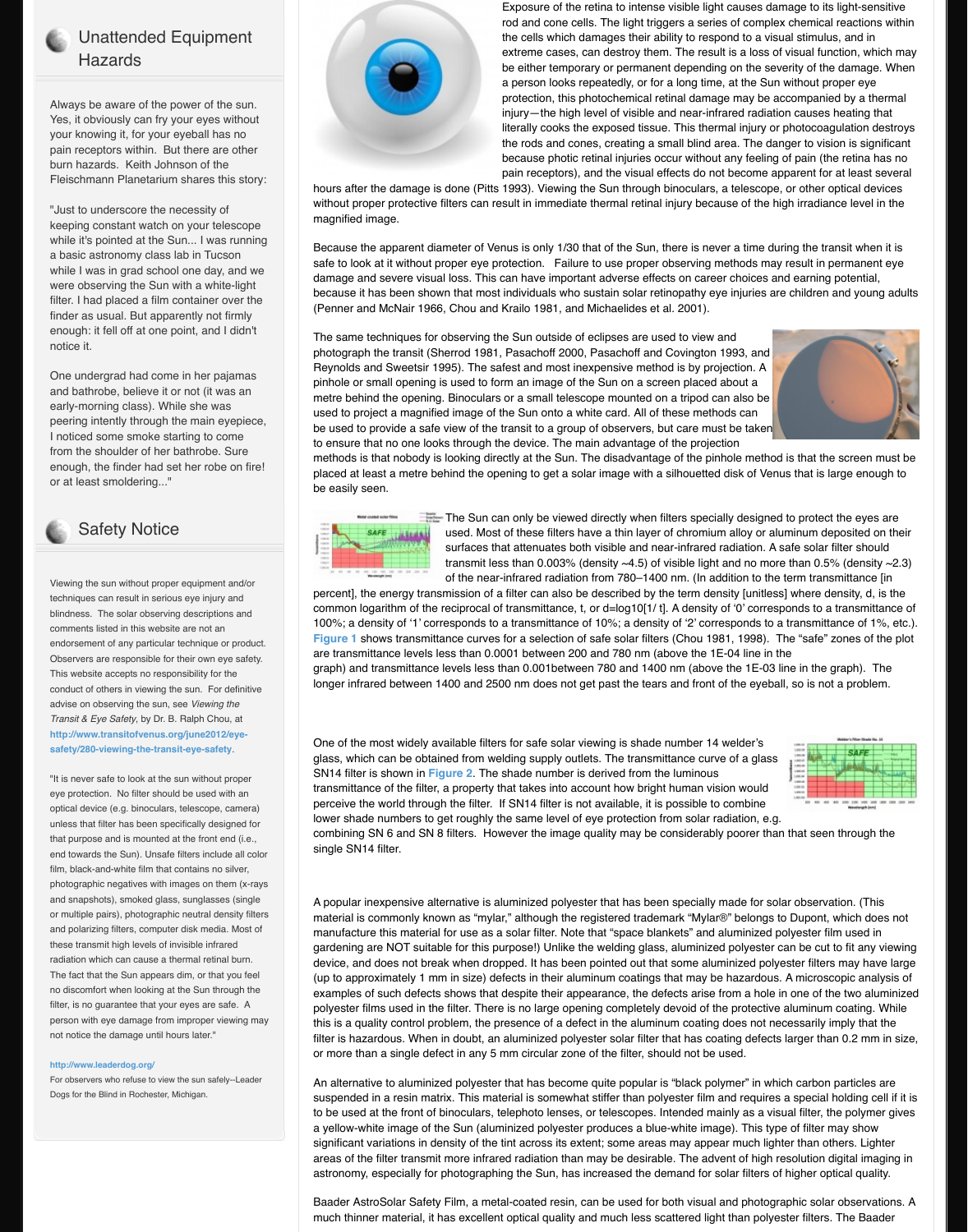## Unattended Equipment Hazards

Always be aware of the power of the sun. Yes, it obviously can fry your eyes without your knowing it, for your eyeball has no pain receptors within. But there are other burn hazards. Keith Johnson of the Fleischmann Planetarium shares this story:

"Just to underscore the necessity of keeping constant watch on your telescope while it's pointed at the Sun... I was running a basic astronomy class lab in Tucson while I was in grad school one day, and we were observing the Sun with a white-light filter. I had placed a film container over the finder as usual. But apparently not firmly enough: it fell off at one point, and I didn't notice it.

One undergrad had come in her pajamas and bathrobe, believe it or not (it was an early-morning class). While she was peering intently through the main eyepiece, I noticed some smoke starting to come from the shoulder of her bathrobe. Sure enough, the finder had set her robe on fire! or at least smoldering..."

## Safety Notice

Viewing the sun without proper equipment and/or techniques can result in serious eye injury and blindness. The solar observing descriptions and comments listed in this website are not an endorsement of any particular technique or product. Observers are responsible for their own eye safety. This website accepts no responsibility for the conduct of others in viewing the sun. For definitive advise on observing the sun, see *Viewing the Transit & Eye Safety*, by Dr. B. Ralph Chou, at http://www.transitofvenus.org/june2012/eye-safety/280-viewing-the-transit-eye-safety.

"It is never safe to look at the sun without proper eye protection. No filter should be used with an optical device (e.g. binoculars, telescope, camera) unless that filter has been specifically designed for that purpose and is mounted at the front end (i.e., end towards the Sun). Unsafe filters include all color film, black-and-white film that contains no silver, photographic negatives with images on them (x-rays and snapshots), smoked glass, sunglasses (single or multiple pairs), photographic neutral density filters and polarizing filters, computer disk media. Most of these transmit high levels of invisible infrared radiation which can cause a thermal retinal burn. The fact that the Sun appears dim, or that you feel no discomfort when looking at the Sun through the filter, is no guarantee that your eyes are safe. A person with eye damage from improper viewing may not notice the damage until hours later."

http://www.leaderdog.org/
For observers who refuse to view the sun safely--Leader Dogs for the Blind in Rochester, Michigan.

Exposure of the retina to intense visible light causes damage to its light-sensitive rod and cone cells. The light triggers a series of complex chemical reactions within the cells which damages their ability to respond to a visual stimulus, and in extreme cases, can destroy them. The result is a loss of visual function, which may be either temporary or permanent depending on the severity of the damage. When a person looks repeatedly, or for a long time, at the Sun without proper eye protection, this photochemical retinal damage may be accompanied by a thermal injury—the high level of visible and near-infrared radiation causes heating that literally cooks the exposed tissue. This thermal injury or photocoagulation destroys the rods and cones, creating a small blind area. The danger to vision is significant because photic retinal injuries occur without any feeling of pain (the retina has no pain receptors), and the visual effects do not become apparent for at least several hours after the damage is done (Pitts 1993). Viewing the Sun through binoculars, a telescope, or other optical devices without proper protective filters can result in immediate thermal retinal injury because of the high irradiance level in the magnified image.

Because the apparent diameter of Venus is only 1/30 that of the Sun, there is never a time during the transit when it is safe to look at it without proper eye protection. Failure to use proper observing methods may result in permanent eye damage and severe visual loss. This can have important adverse effects on career choices and earning potential, because it has been shown that most individuals who sustain solar retinopathy eye injuries are children and young adults (Penner and McNair 1966, Chou and Krailo 1981, and Michaelides et al. 2001).

The same techniques for observing the Sun outside of eclipses are used to view and photograph the transit (Sherrod 1981, Pasachoff 2000, Pasachoff and Covington 1993, and Reynolds and Sweetsir 1995). The safest and most inexpensive method is by projection. A pinhole or small opening is used to form an image of the Sun on a screen placed about a metre behind the opening. Binoculars or a small telescope mounted on a tripod can also be used to project a magnified image of the Sun onto a white card. All of these methods can be used to provide a safe view of the transit to a group of observers, but care must be taken to ensure that no one looks through the device. The main advantage of the projection methods is that nobody is looking directly at the Sun. The disadvantage of the pinhole method is that the screen must be placed at least a metre behind the opening to get a solar image with a silhouetted disk of Venus that is large enough to be easily seen.

The Sun can only be viewed directly when filters specially designed to protect the eyes are used. Most of these filters have a thin layer of chromium alloy or aluminum deposited on their surfaces that attenuates both visible and near-infrared radiation. A safe solar filter should transmit less than 0.003% (density ~4.5) of visible light and no more than 0.5% (density ~2.3) of the near-infrared radiation from 780–1400 nm. (In addition to the term transmittance [in percent], the energy transmission of a filter can also be described by the term density [unitless] where density, d, is the common logarithm of the reciprocal of transmittance, t, or $d=\log_{10}[1/t]$. A density of '0' corresponds to a transmittance of 100%; a density of '1' corresponds to a transmittance of 10%; a density of '2' corresponds to a transmittance of 1%, etc.). Figure 1 shows transmittance curves for a selection of safe solar filters (Chou 1981, 1998). The "safe" zones of the plot are transmittance levels less than 0.0001 between 200 and 780 nm (above the 1E-04 line in the graph) and transmittance levels less than 0.001between 780 and 1400 nm (above the 1E-03 line in the graph). The longer infrared between 1400 and 2500 nm does not get past the tears and front of the eyeball, so is not a problem.

One of the most widely available filters for safe solar viewing is shade number 14 welder's glass, which can be obtained from welding supply outlets. The transmittance curve of a glass SN14 filter is shown in Figure 2. The shade number is derived from the luminous transmittance of the filter, a property that takes into account how bright human vision would perceive the world through the filter. If SN14 filter is not available, it is possible to combine lower shade numbers to get roughly the same level of eye protection from solar radiation, e.g. combining SN 6 and SN 8 filters. However the image quality may be considerably poorer than that seen through the single SN14 filter.

A popular inexpensive alternative is aluminized polyester that has been specially made for solar observation. (This material is commonly known as "mylar," although the registered trademark "Mylar®" belongs to Dupont, which does not manufacture this material for use as a solar filter. Note that "space blankets" and aluminized polyester film used in gardening are NOT suitable for this purpose!) Unlike the welding glass, aluminized polyester can be cut to fit any viewing device, and does not break when dropped. It has been pointed out that some aluminized polyester filters may have large (up to approximately 1 mm in size) defects in their aluminum coatings that may be hazardous. A microscopic analysis of examples of such defects shows that despite their appearance, the defects arise from a hole in one of the two aluminized polyester films used in the filter. There is no large opening completely devoid of the protective aluminum coating. While this is a quality control problem, the presence of a defect in the aluminum coating does not necessarily imply that the filter is hazardous. When in doubt, an aluminized polyester solar filter that has coating defects larger than 0.2 mm in size, or more than a single defect in any 5 mm circular zone of the filter, should not be used.

An alternative to aluminized polyester that has become quite popular is "black polymer" in which carbon particles are suspended in a resin matrix. This material is somewhat stiffer than polyester film and requires a special holding cell if it is to be used at the front of binoculars, telephoto lenses, or telescopes. Intended mainly as a visual filter, the polymer gives a yellow-white image of the Sun (aluminized polyester produces a blue-white image). This type of filter may show significant variations in density of the tint across its extent; some areas may appear much lighter than others. Lighter areas of the filter transmit more infrared radiation than may be desirable. The advent of high resolution digital imaging in astronomy, especially for photographing the Sun, has increased the demand for solar filters of higher optical quality.

Baader AstroSolar Safety Film, a metal-coated resin, can be used for both visual and photographic solar observations. A much thinner material, it has excellent optical quality and much less scattered light than polyester filters. The Baader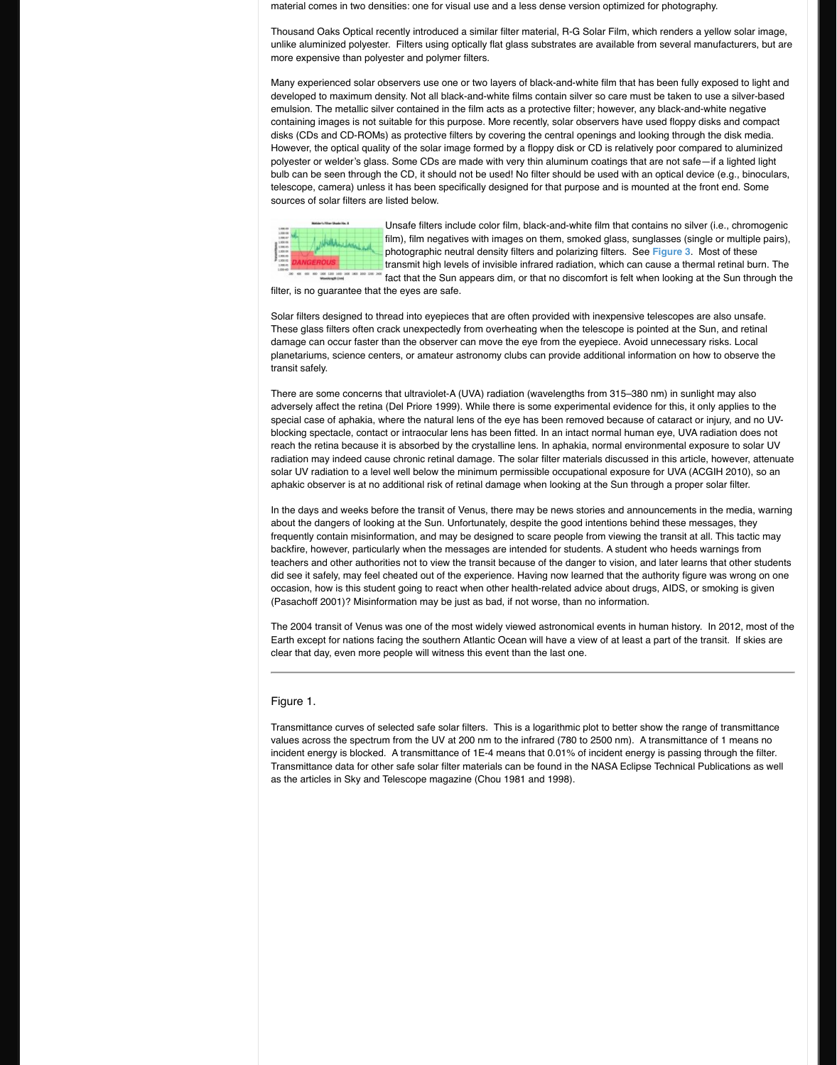material comes in two densities: one for visual use and a less dense version optimized for photography.

Thousand Oaks Optical recently introduced a similar filter material, R-G Solar Film, which renders a yellow solar image, unlike aluminized polyester. Filters using optically flat glass substrates are available from several manufacturers, but are more expensive than polyester and polymer filters.

Many experienced solar observers use one or two layers of black-and-white film that has been fully exposed to light and developed to maximum density. Not all black-and-white films contain silver so care must be taken to use a silver-based emulsion. The metallic silver contained in the film acts as a protective filter; however, any black-and-white negative containing images is not suitable for this purpose. More recently, solar observers have used floppy disks and compact disks (CDs and CD-ROMs) as protective filters by covering the central openings and looking through the disk media. However, the optical quality of the solar image formed by a floppy disk or CD is relatively poor compared to aluminized polyester or welder's glass. Some CDs are made with very thin aluminum coatings that are not safe—if a lighted light bulb can be seen through the CD, it should not be used! No filter should be used with an optical device (e.g., binoculars, telescope, camera) unless it has been specifically designed for that purpose and is mounted at the front end. Some sources of solar filters are listed below.

Unsafe filters include color film, black-and-white film that contains no silver (i.e., chromogenic film), film negatives with images on them, smoked glass, sunglasses (single or multiple pairs), photographic neutral density filters and polarizing filters. See Figure 3. Most of these transmit high levels of invisible infrared radiation, which can cause a thermal retinal burn. The fact that the Sun appears dim, or that no discomfort is felt when looking at the Sun through the filter, is no guarantee that the eyes are safe.

Solar filters designed to thread into eyepieces that are often provided with inexpensive telescopes are also unsafe. These glass filters often crack unexpectedly from overheating when the telescope is pointed at the Sun, and retinal damage can occur faster than the observer can move the eye from the eyepiece. Avoid unnecessary risks. Local planetariums, science centers, or amateur astronomy clubs can provide additional information on how to observe the transit safely.

There are some concerns that ultraviolet-A (UVA) radiation (wavelengths from 315–380 nm) in sunlight may also adversely affect the retina (Del Priore 1999). While there is some experimental evidence for this, it only applies to the special case of aphakia, where the natural lens of the eye has been removed because of cataract or injury, and no UV-blocking spectacle, contact or intraocular lens has been fitted. In an intact normal human eye, UVA radiation does not reach the retina because it is absorbed by the crystalline lens. In aphakia, normal environmental exposure to solar UV radiation may indeed cause chronic retinal damage. The solar filter materials discussed in this article, however, attenuate solar UV radiation to a level well below the minimum permissible occupational exposure for UVA (ACGIH 2010), so an aphakic observer is at no additional risk of retinal damage when looking at the Sun through a proper solar filter.

In the days and weeks before the transit of Venus, there may be news stories and announcements in the media, warning about the dangers of looking at the Sun. Unfortunately, despite the good intentions behind these messages, they frequently contain misinformation, and may be designed to scare people from viewing the transit at all. This tactic may backfire, however, particularly when the messages are intended for students. A student who heeds warnings from teachers and other authorities not to view the transit because of the danger to vision, and later learns that other students did see it safely, may feel cheated out of the experience. Having now learned that the authority figure was wrong on one occasion, how is this student going to react when other health-related advice about drugs, AIDS, or smoking is given (Pasachoff 2001)? Misinformation may be just as bad, if not worse, than no information.

The 2004 transit of Venus was one of the most widely viewed astronomical events in human history. In 2012, most of the Earth except for nations facing the southern Atlantic Ocean will have a view of at least a part of the transit. If skies are clear that day, even more people will witness this event than the last one.

---

Figure 1.

Transmittance curves of selected safe solar filters. This is a logarithmic plot to better show the range of transmittance values across the spectrum from the UV at 200 nm to the infrared (780 to 2500 nm). A transmittance of 1 means no incident energy is blocked. A transmittance of 1E-4 means that 0.01% of incident energy is passing through the filter. Transmittance data for other safe solar filter materials can be found in the NASA Eclipse Technical Publications as well as the articles in Sky and Telescope magazine (Chou 1981 and 1998).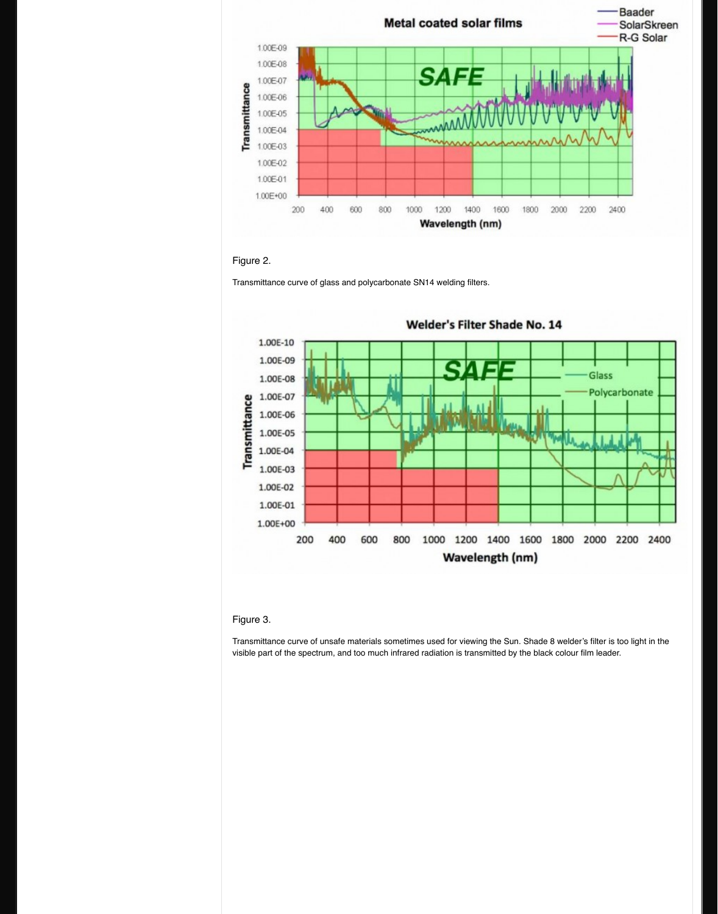Figure 2.

Transmittance curve of glass and polycarbonate SN14 welding filters.

Figure 3.

Transmittance curve of unsafe materials sometimes used for viewing the Sun. Shade 8 welder's filter is too light in the visible part of the spectrum, and too much infrared radiation is transmitted by the black colour film leader.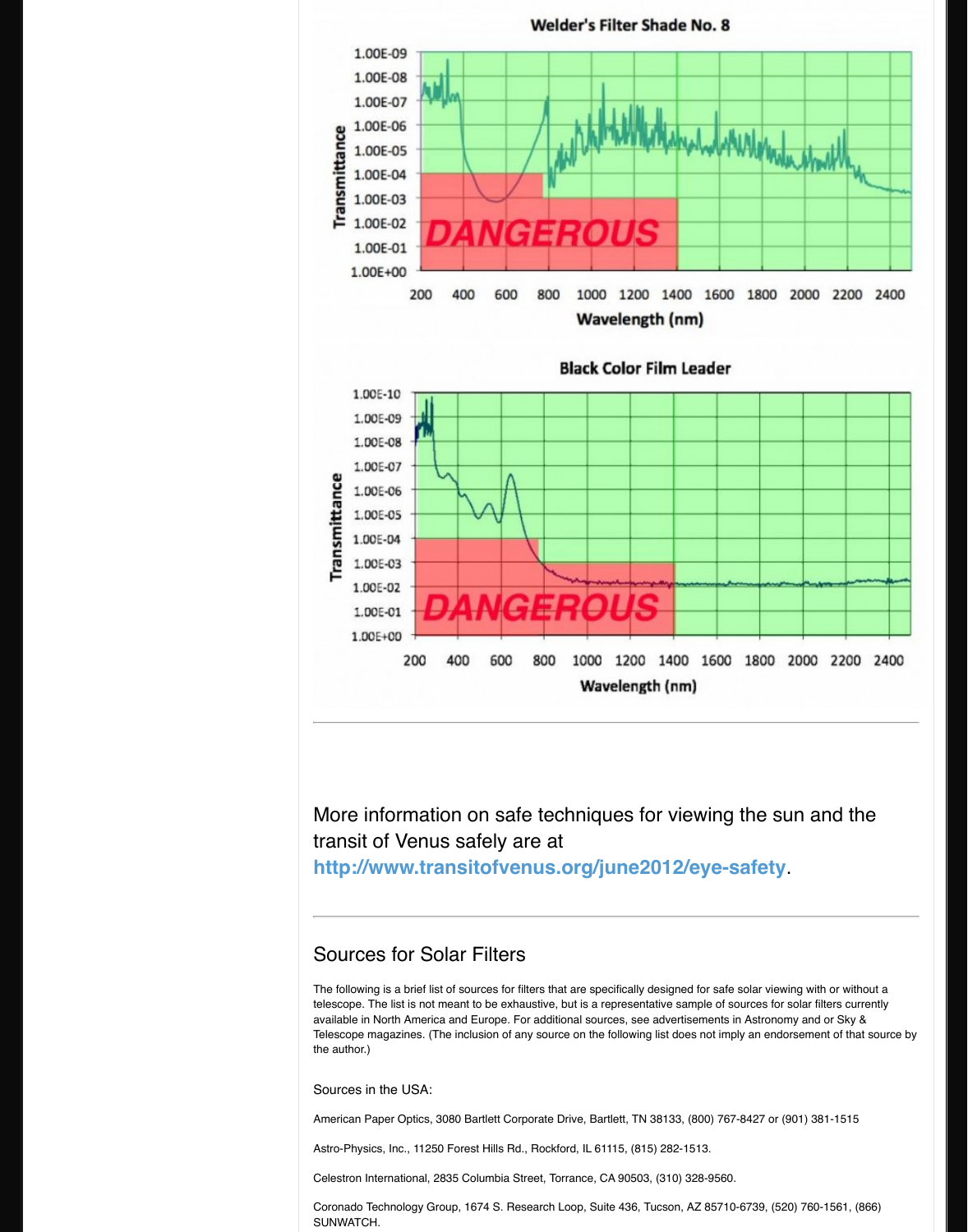More information on safe techniques for viewing the sun and the transit of Venus safely are at **http://www.transitofvenus.org/june2012/eye-safety**.

## Sources for Solar Filters

The following is a brief list of sources for filters that are specifically designed for safe solar viewing with or without a telescope. The list is not meant to be exhaustive, but is a representative sample of sources for solar filters currently available in North America and Europe. For additional sources, see advertisements in Astronomy and or Sky & Telescope magazines. (The inclusion of any source on the following list does not imply an endorsement of that source by the author.)

Sources in the USA:

American Paper Optics, 3080 Bartlett Corporate Drive, Bartlett, TN 38133, (800) 767-8427 or (901) 381-1515

Astro-Physics, Inc., 11250 Forest Hills Rd., Rockford, IL 61115, (815) 282-1513.

Celestron International, 2835 Columbia Street, Torrance, CA 90503, (310) 328-9560.

Coronado Technology Group, 1674 S. Research Loop, Suite 436, Tucson, AZ 85710-6739, (520) 760-1561, (866) SUNWATCH.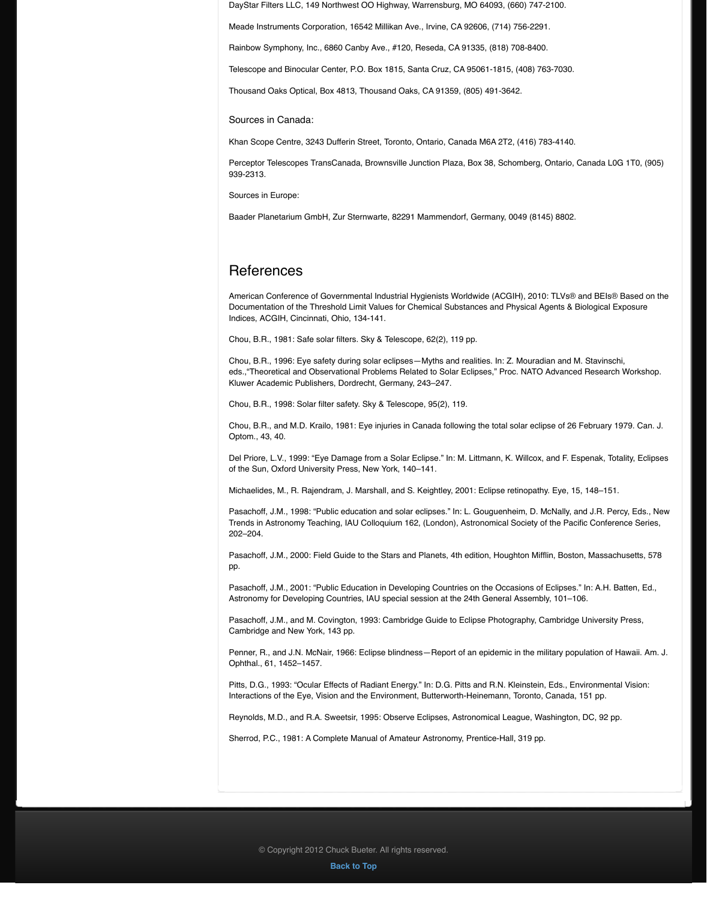DayStar Filters LLC, 149 Northwest OO Highway, Warrensburg, MO 64093, (660) 747-2100.

Meade Instruments Corporation, 16542 Millikan Ave., Irvine, CA 92606, (714) 756-2291.

Rainbow Symphony, Inc., 6860 Canby Ave., #120, Reseda, CA 91335, (818) 708-8400.

Telescope and Binocular Center, P.O. Box 1815, Santa Cruz, CA 95061-1815, (408) 763-7030.

Thousand Oaks Optical, Box 4813, Thousand Oaks, CA 91359, (805) 491-3642.

### Sources in Canada:

Khan Scope Centre, 3243 Dufferin Street, Toronto, Ontario, Canada M6A 2T2, (416) 783-4140.

Perceptor Telescopes TransCanada, Brownsville Junction Plaza, Box 38, Schomberg, Ontario, Canada L0G 1T0, (905) 939-2313.

Sources in Europe:

Baader Planetarium GmbH, Zur Sternwarte, 82291 Mammendorf, Germany, 0049 (8145) 8802.

## References

American Conference of Governmental Industrial Hygienists Worldwide (ACGIH), 2010: TLVs® and BEIs® Based on the Documentation of the Threshold Limit Values for Chemical Substances and Physical Agents & Biological Exposure Indices, ACGIH, Cincinnati, Ohio, 134-141.

Chou, B.R., 1981: Safe solar filters. Sky & Telescope, 62(2), 119 pp.

Chou, B.R., 1996: Eye safety during solar eclipses—Myths and realities. In: Z. Mouradian and M. Stavinschi, eds.,"Theoretical and Observational Problems Related to Solar Eclipses," Proc. NATO Advanced Research Workshop. Kluwer Academic Publishers, Dordrecht, Germany, 243–247.

Chou, B.R., 1998: Solar filter safety. Sky & Telescope, 95(2), 119.

Chou, B.R., and M.D. Krailo, 1981: Eye injuries in Canada following the total solar eclipse of 26 February 1979. Can. J. Optom., 43, 40.

Del Priore, L.V., 1999: "Eye Damage from a Solar Eclipse." In: M. Littmann, K. Willcox, and F. Espenak, Totality, Eclipses of the Sun, Oxford University Press, New York, 140–141.

Michaelides, M., R. Rajendram, J. Marshall, and S. Keightley, 2001: Eclipse retinopathy. Eye, 15, 148–151.

Pasachoff, J.M., 1998: "Public education and solar eclipses." In: L. Gouguenheim, D. McNally, and J.R. Percy, Eds., New Trends in Astronomy Teaching, IAU Colloquium 162, (London), Astronomical Society of the Pacific Conference Series, 202–204.

Pasachoff, J.M., 2000: Field Guide to the Stars and Planets, 4th edition, Houghton Mifflin, Boston, Massachusetts, 578 pp.

Pasachoff, J.M., 2001: "Public Education in Developing Countries on the Occasions of Eclipses." In: A.H. Batten, Ed., Astronomy for Developing Countries, IAU special session at the 24th General Assembly, 101–106.

Pasachoff, J.M., and M. Covington, 1993: Cambridge Guide to Eclipse Photography, Cambridge University Press, Cambridge and New York, 143 pp.

Penner, R., and J.N. McNair, 1966: Eclipse blindness—Report of an epidemic in the military population of Hawaii. Am. J. Ophthal., 61, 1452–1457.

Pitts, D.G., 1993: "Ocular Effects of Radiant Energy." In: D.G. Pitts and R.N. Kleinstein, Eds., Environmental Vision: Interactions of the Eye, Vision and the Environment, Butterworth-Heinemann, Toronto, Canada, 151 pp.

Reynolds, M.D., and R.A. Sweetsir, 1995: Observe Eclipses, Astronomical League, Washington, DC, 92 pp.

Sherrod, P.C., 1981: A Complete Manual of Amateur Astronomy, Prentice-Hall, 319 pp.

© Copyright 2012 Chuck Bueter. All rights reserved.

Back to Top